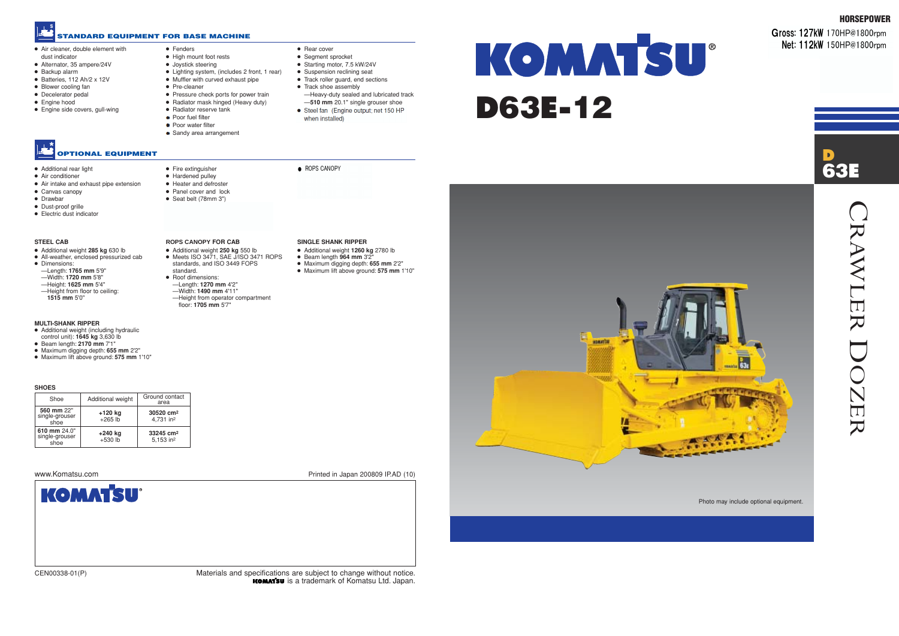## STANDARD EQUIPMENT FOR BASE MACHINE

- Air cleaner, double element with dust indicator
- Alternator, 35 ampere/24V
- Backup alarm
- Batteries, 112 Ah/2 x 12V
- Blower cooling fan
- Decelerator pedal
- Engine hood
- Engine side covers, gull-wing
- Fenders
- High mount foot rests
- Joystick steering
- Lighting system, (includes 2 front, 1 rear)
- Muffler with curved exhaust pipe
- Pre-cleaner
- Pressure check ports for power train
- Radiator mask hinged (Heavy duty)
- Radiator reserve tank
- Poor fuel filter
- Poor water filter
- Sandy area arrangement
- Rear cover
- Segment sprocket
- Starting motor, 7.5 kW/24V
- Suspension reclining seat
- Track roller guard, end sections
- Track shoe assembly
  - —Heavy-duty sealed and lubricated track
  - —**510 mm** 20.1" single grouser shoe
- Steel fan (Engine output: net 150 HP when installed)

## OPTIONAL EQUIPMENT

- Additional rear light
- Air conditioner
- Air intake and exhaust pipe extension
- Canvas canopy
- Drawbar
- Dust-proof grille
- Electric dust indicator
- Fire extinguisher
- Hardened pulley
- Heater and defroster
- Panel cover and lock
- Seat belt (78mm 3")
- ROPS CANOPY

### STEEL CAB

- Additional weight **285 kg** 630 lb
- All-weather, enclosed pressurized cab
- Dimensions:
  - —Length: **1765 mm** 5'9"
  - —Width: **1720 mm** 5'8"
  - —Height: **1625 mm** 5'4"
  - —Height from floor to ceiling: **1515 mm** 5'0"

### ROPS CANOPY FOR CAB

- Additional weight **250 kg** 550 lb
- Meets ISO 3471, SAE J/ISO 3471 ROPS standards, and ISO 3449 FOPS standard.
- Roof dimensions:
  - —Length: **1270 mm** 4'2"
  - —Width: **1490 mm** 4'11"
  - —Height from operator compartment floor: **1705 mm** 5'7"

### SINGLE SHANK RIPPER

- Additional weight **1260 kg** 2780 lb
- Beam length **964 mm** 3'2"
- Maximum digging depth: **655 mm** 2'2"
- Maximum lift above ground: **575 mm** 1'10"

### MULTI-SHANK RIPPER

- Additional weight (including hydraulic control unit): **1645 kg** 3,630 lb
- Beam length: **2170 mm** 7'1"
- Maximum digging depth: **655 mm** 2'2"
- Maximum lift above ground: **575 mm** 1'10"

### SHOES

| Shoe | Additional weight | Ground contact area |
|---|---|---|
| **560 mm** 22" single-grouser shoe | **+120 kg** +265 lb | **30520 cm²** 4,731 in² |
| **610 mm** 24.0" single-grouser shoe | **+240 kg** +530 lb | **33245 cm²** 5,153 in² |

www.Komatsu.com

Printed in Japan 200809 IP.AD (10)

KOMATSU

CEN00338-01(P)

Materials and specifications are subject to change without notice.
KOMATSU is a trademark of Komatsu Ltd. Japan.

**HORSEPOWER**
Gross: 127kW 170HP@1800rpm
Net: 112kW 150HP@1800rpm

# KOMATSU®

# D63E-12

D 63E

CRAWLER DOZER

Photo may include optional equipment.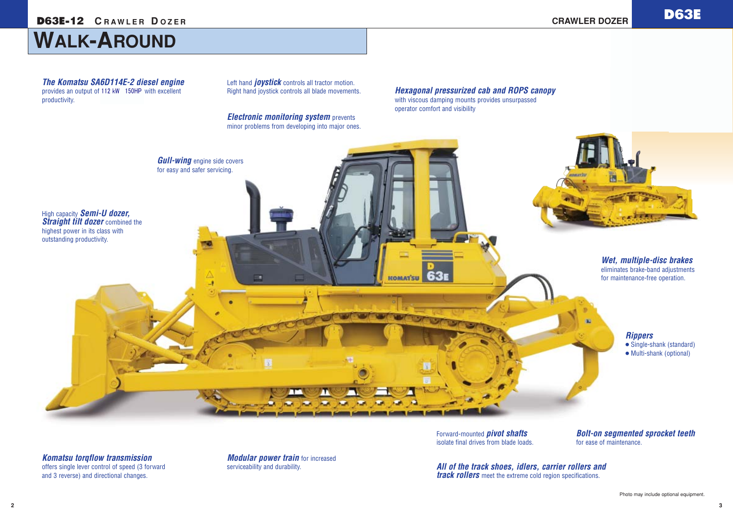# WALK-AROUND

***The Komatsu SA6D114E-2 diesel engine*** provides an output of 112 kW 150HP with excellent productivity.

Left hand ***joystick*** controls all tractor motion. Right hand joystick controls all blade movements.

***Electronic monitoring system*** prevents minor problems from developing into major ones.

***Hexagonal pressurized cab and ROPS canopy*** with viscous damping mounts provides unsurpassed operator comfort and visibility

***Gull-wing*** engine side covers for easy and safer servicing.

High capacity ***Semi-U dozer, Straight tilt dozer*** combined the highest power in its class with outstanding productivity.

***Wet, multiple-disc brakes*** eliminates brake-band adjustments for maintenance-free operation.

***Rippers***
- Single-shank (standard)
- Multi-shank (optional)

Forward-mounted ***pivot shafts*** isolate final drives from blade loads.

***Bolt-on segmented sprocket teeth*** for ease of maintenance.

***Komatsu torqflow transmission*** offers single lever control of speed (3 forward and 3 reverse) and directional changes.

***Modular power train*** for increased serviceability and durability.

***All of the track shoes, idlers, carrier rollers and track rollers*** meet the extreme cold region specifications.

Photo may include optional equipment.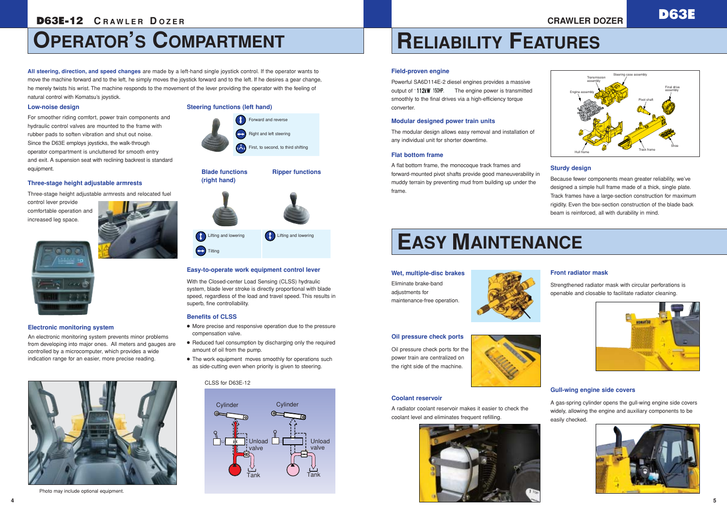# OPERATOR'S COMPARTMENT

**All steering, direction, and speed changes** are made by a left-hand single joystick control. If the operator wants to move the machine forward and to the left, he simply moves the joystick forward and to the left. If he desires a gear change, he merely twists his wrist. The machine responds to the movement of the lever providing the operator with the feeling of natural control with Komatsu's joystick.

### Low-noise design

For smoother riding comfort, power train components and hydraulic control valves are mounted to the frame with rubber pads to soften vibration and shut out noise. Since the D63E employs joysticks, the walk-through operator compartment is uncluttered for smooth entry and exit. A suspension seat with reclining backrest is standard equipment.

### Three-stage height adjustable armrests

Three-stage height adjustable armrests and relocated fuel control lever provide comfortable operation and increased leg space.

### Electronic monitoring system

An electronic monitoring system prevents minor problems from developing into major ones. All meters and gauges are controlled by a microcomputer, which provides a wide indication range for an easier, more precise reading.

Photo may include optional equipment.

### Steering functions (left hand)

- Forward and reverse
- Right and left steering
- First, to second, to third shifting

### Blade functions (right hand)

- Lifting and lowering
- Tilting

### Ripper functions

- Lifting and lowering

### Easy-to-operate work equipment control lever

With the Closed-center Load Sensing (CLSS) hydraulic system, blade lever stroke is directly proportional with blade speed, regardless of the load and travel speed. This results in superb, fine controllability.

### Benefits of CLSS

- More precise and responsive operation due to the pressure compensation valve.
- Reduced fuel consumption by discharging only the required amount of oil from the pump.
- The work equipment moves smoothly for operations such as side-cutting even when priority is given to steering.

CLSS for D63E-12

Cylinder — Unload valve — Tank

# RELIABILITY FEATURES

### Field-proven engine

Powerful SA6D114E-2 diesel engines provides a massive output of 112kW 150HP. The engine power is transmitted smoothly to the final drives via a high-efficiency torque converter.

### Modular designed power train units

The modular design allows easy removal and installation of any individual unit for shorter downtime.

### Flat bottom frame

A flat bottom frame, the monocoque track frames and forward-mounted pivot shafts provide good maneuverability in muddy terrain by preventing mud from building up under the frame.

Transmission assembly, Steering case assembly, Engine assembly, Final drive assembly, Pivot shaft, Hull frame, Track frame, Shoe

### Sturdy design

Because fewer components mean greater reliability, we've designed a simple hull frame made of a thick, single plate. Track frames have a large-section construction for maximum rigidity. Even the box-section construction of the blade back beam is reinforced, all with durability in mind.

# EASY MAINTENANCE

### Wet, multiple-disc brakes

Eliminate brake-band adjustments for maintenance-free operation.

### Oil pressure check ports

Oil pressure check ports for the power train are centralized on the right side of the machine.

### Coolant reservoir

A radiator coolant reservoir makes it easier to check the coolant level and eliminates frequent refilling.

### Front radiator mask

Strengthened radiator mask with circular perforations is openable and closable to facilitate radiator cleaning.

### Gull-wing engine side covers

A gas-spring cylinder opens the gull-wing engine side covers widely, allowing the engine and auxiliary components to be easily checked.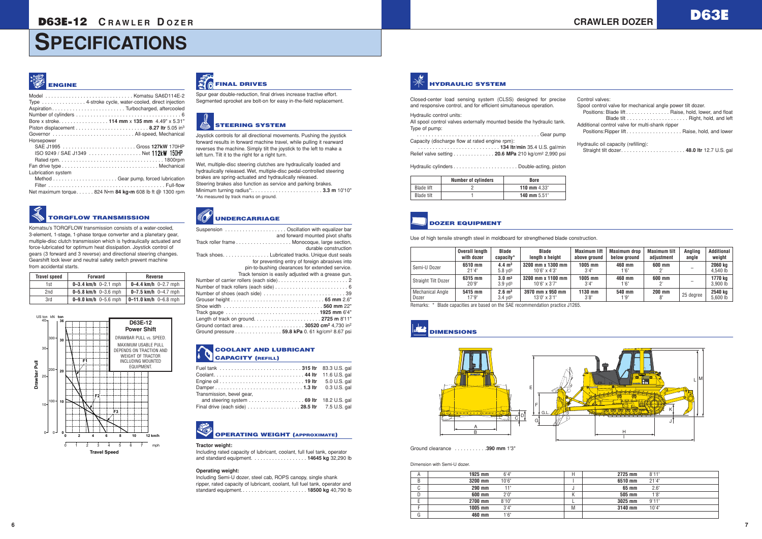# D63E-12 CRAWLER DOZER

# SPECIFICATIONS

## ENGINE

Model . . . . . . . . . . Komatsu SA6D114E-2
Type . . . . . . . . . . 4-stroke cycle, water-cooled, direct injection
Aspiration . . . . . . . . . . Turbocharged, aftercooled
Number of cylinders . . . . . . . . . . 6
Bore x stroke . . . . . . . . . . **114 mm** x **135 mm** 4.49" x 5.31"
Piston displacement . . . . . . . . . . **8.27 ltr** 5.05 in³
Governor . . . . . . . . . . All-speed, Mechanical
Horsepower
- SAE J1995 . . . . . . . . . . Gross **127kW** 170HP
- ISO 9249 / SAE J1349 . . . . . . . . . . Net **112kW 150HP**
- Rated rpm. . . . . . . . . . 1800rpm

Fan drive type . . . . . . . . . . Mechanical
Lubrication system
- Method . . . . . . . . . . Gear pump, forced lubrication
- Filter . . . . . . . . . . Full-flow

Net maximum torque. . . . . . 824 N•m **84 kg•m** 608 lb ft @ 1300 rpm

## TORQFLOW TRANSMISSION

Komatsu's TORQFLOW transmission consists of a water-cooled, 3-element, 1-stage, 1-phase torque converter and a planetary gear, multiple-disc clutch transmission which is hydraulically actuated and force-lubricated for optimum heat dissipation. Joystick control of gears (3 forward and 3 reverse) and directional steering changes. Gearshift lock lever and neutral safety switch prevent machine from accidental starts.

| Travel speed | Forward | Reverse |
|---|---|---|
| 1st | **0–3.4 km/h** 0–2.1 mph | **0–4.4 km/h** 0–2.7 mph |
| 2nd | **0–5.8 km/h** 0–3.6 mph | **0–7.5 km/h** 0–4.7 mph |
| 3rd | **0–9.0 km/h** 0–5.6 mph | **0–11.0 km/h** 0–6.8 mph |

D63E-12
Power Shift
DRAWBAR PULL vs. SPEED.
MAXIMUM USABLE PULL DEPENDS ON TRACTION AND WEIGHT OF TRACTOR INCLUDING MOUNTED EQUIPMENT.

Drawbar Pull
US ton kN ton
40 30 20 10 0
300 200 100 0
36 30 20 10 0
F1 F2 F3
0 2 4 6 8 10 12 km/h
0 1 2 3 4 5 6 7 mph
Travel Speed

## FINAL DRIVES

Spur gear double-reduction, final drives increase tractive effort. Segmented sprocket are bolt-on for easy in-the-field replacement.

## STEERING SYSTEM

Joystick controls for all directional movements. Pushing the joystick forward results in forward machine travel, while pulling it rearward reverses the machine. Simply tilt the joystick to the left to make a left turn. Tilt it to the right for a right turn.

Wet, multiple-disc steering clutches are hydraulically loaded and hydraulically released. Wet, multiple-disc pedal-controlled steering brakes are spring-actuated and hydraulically released.
Steering brakes also function as service and parking brakes.
Minimum turning radius*: . . . . . . . . . . **3.3 m** 10'10"
*As measured by track marks on ground.

## UNDERCARRIAGE

Suspension . . . . . . . . . . Oscillation with equalizer bar and forward mounted pivot shafts
Track roller frame . . . . . . . . . . Monocoque, large section, durable construction
Track shoes. . . . . . . . . . Lubricated tracks. Unique dust seals for preventing entry of foreign abrasives into pin-to-bushing clearances for extended service. Track tension is easily adjusted with a grease gun.
Number of carrier rollers (each side) . . . . . . . . . . 2
Number of track rollers (each side) . . . . . . . . . . 6
Number of shoes (each side) . . . . . . . . . . 39
Grouser height . . . . . . . . . . **65 mm** 2.6"
Shoe width . . . . . . . . . . **560 mm** 22"
Track gauge . . . . . . . . . . **1925 mm** 6'4"
Length of track on ground. . . . . . . . . . . **2725 mm** 8'11"
Ground contact area . . . . . . . . . . **30520 cm²** 4,730 in²
Ground pressure . . . . . . . . . . **59.8 kPa** 0. 61 kg/cm² 8.67 psi

## COOLANT AND LUBRICANT CAPACITY (REFILL)

Fuel tank . . . . . . . . . . **315 ltr** 83.3 U.S. gal
Coolant. . . . . . . . . . **44 ltr** 11.6 U.S. gal
Engine oil . . . . . . . . . . **19 ltr** 5.0 U.S. gal
Damper . . . . . . . . . . **1.3 ltr** 0.3 U.S. gal
Transmission, bevel gear, and steering system . . . . . . . . . . **69 ltr** 18.2 U.S. gal
Final drive (each side) . . . . . . . . . . **28.5 ltr** 7.5 U.S. gal

## OPERATING WEIGHT (APPROXIMATE)

**Tractor weight:**
Including rated capacity of lubricant, coolant, full fuel tank, operator and standard equipment. . . . . . . . . . **14645 kg** 32,290 lb

**Operating weight:**
Including Semi-U dozer, steel cab, ROPS canopy, single shank ripper, rated capacity of lubricant, coolant, full fuel tank, operator and standard equipment. . . . . . . . . . **18500 kg** 40,790 lb

# CRAWLER DOZER D63E

## HYDRAULIC SYSTEM

Closed-center load sensing system (CLSS) designed for precise and responsive control, and for efficient simultaneous operation.

Hydraulic control units:
All spool control valves externally mounted beside the hydraulic tank.
Type of pump:
. . . . . . . . . . Gear pump
Capacity (discharge flow at rated engine rpm):
. . . . . . . . . . **134 ltr/min** 35.4 U.S. gal/min
Relief valve setting . . . . . . . . . . **20.6 MPa** 210 kg/cm² 2,990 psi

Hydraulic cylinders . . . . . . . . . . Double-acting, piston

| | Number of cylinders | Bore |
|---|---|---|
| Blade lift | 2 | **110 mm** 4.33" |
| Blade tilt | 1 | **140 mm** 5.51" |

Control valves:
Spool control valve for mechanical angle power tilt dozer.
- Positions: Blade lift . . . . . . . . . . Raise, hold, lower, and float
- Blade tilt . . . . . . . . . . Right, hold, and left

Additional control valve for multi-shank ripper
- Positions:Ripper lift. . . . . . . . . . Raise, hold, and lower

Hydraulic oil capacity (refilling):
- Straight tilt dozer. . . . . . . . . . **48.0 ltr** 12.7 U.S. gal

## DOZER EQUIPMENT

Use of high tensile strength steel in moldboard for strengthened blade construction.

| | Overall length with dozer | Blade capacity* | Blade length x height | Maximum lift above ground | Maximum drop below ground | Maximum tilt adjustment | Angling angle | Additional weight |
|---|---|---|---|---|---|---|---|---|
| Semi-U Dozer | **6510 mm** 21'4" | **4.4 m³** 5.8 yd³ | **3200 mm x 1300 mm** 10'6" x 4'3" | **1005 mm** 3'4" | **460 mm** 1'6" | **600 mm** 2' | – | **2060 kg** 4,540 lb |
| Straight Tilt Dozer | **6315 mm** 20'9" | **3.0 m³** 3.9 yd³ | **3200 mm x 1100 mm** 10'6" x 3'7" | **1005 mm** 3'4" | **460 mm** 1'6" | **600 mm** 2' | – | **1770 kg** 3,900 lb |
| Mechanical Angle Dozer | **5415 mm** 17'9" | **2.6 m³** 3.4 yd³ | **3970 mm x 950 mm** 13'0" x 3'1" | **1130 mm** 3'8" | **540 mm** 1'9" | **200 mm** 8" | 25 degree | **2540 kg** 5,600 lb |

Remarks: * Blade capacities are based on the SAE recommendation practice J1265.

## DIMENSIONS

Ground clearance . . . . . . . . . . **390 mm** 1'3"

Dimension with Semi-U dozer.

| | | | | | |
|---|---|---|---|---|---|
| A | **1925 mm** | 6'4" | H | **2725 mm** | 8'11" |
| B | **3200 mm** | 10'6" | I | **6510 mm** | 21'4" |
| C | **290 mm** | 11" | J | **65 mm** | 2.6" |
| D | **600 mm** | 2'0" | K | **505 mm** | 1'8" |
| E | **2700 mm** | 8'10" | L | **3025 mm** | 9'11" |
| F | **1005 mm** | 3'4" | M | **3140 mm** | 10'4" |
| G | **460 mm** | 1'6" | | | |